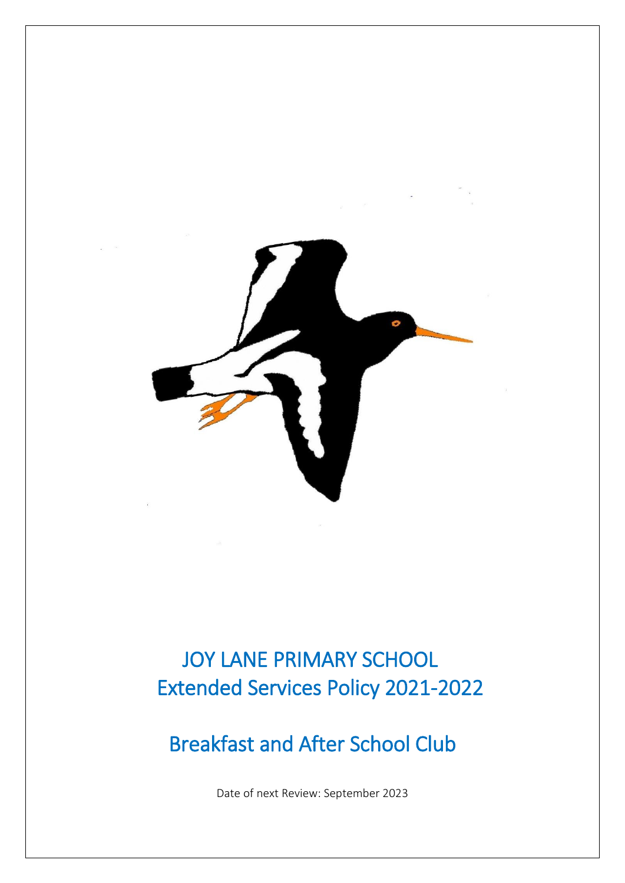# JOY LANE PRIMARY SCHOOL
# Extended Services Policy 2021-2022

## Breakfast and After School Club

Date of next Review: September 2023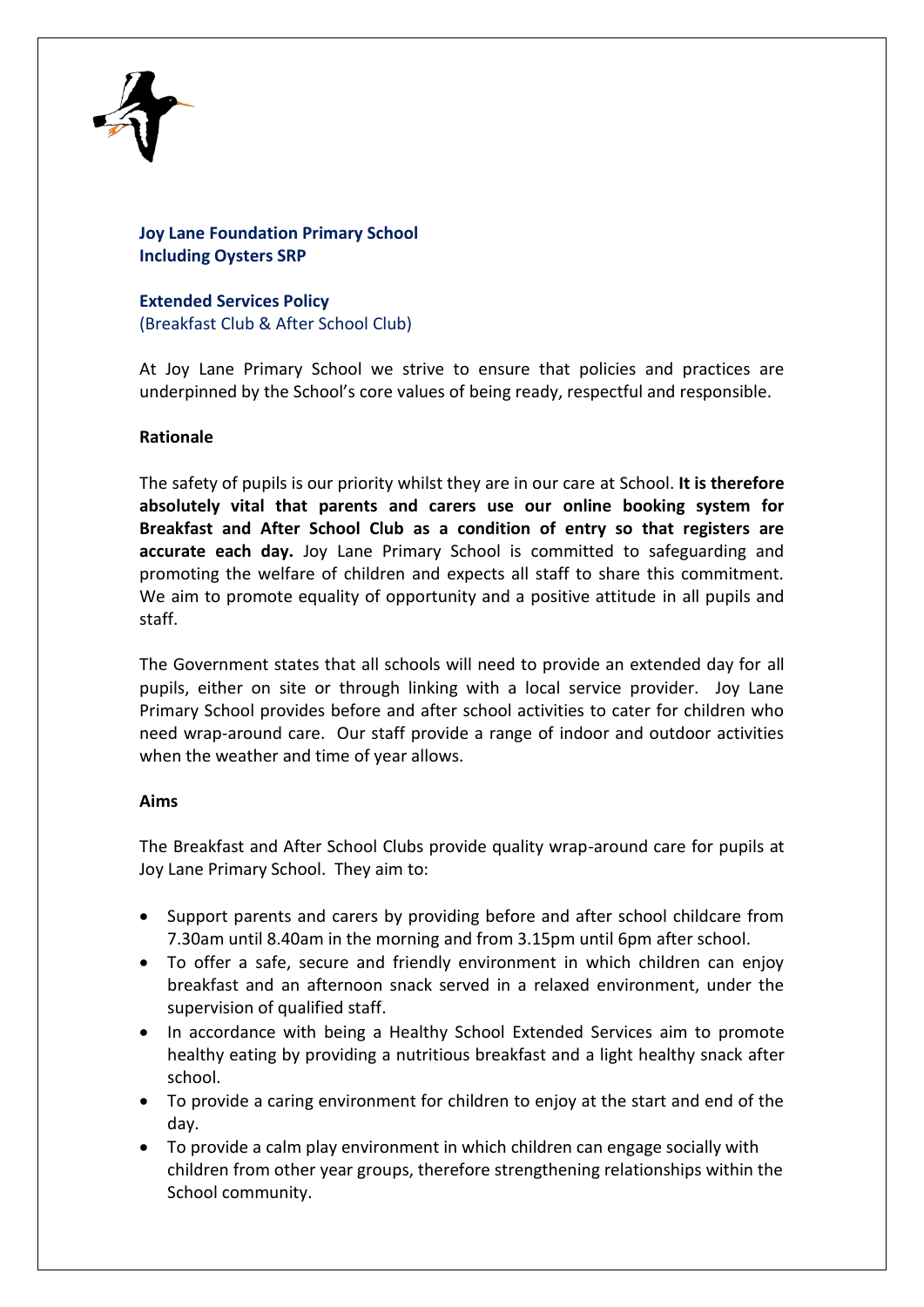**Joy Lane Foundation Primary School**
**Including Oysters SRP**

**Extended Services Policy**
(Breakfast Club & After School Club)

At Joy Lane Primary School we strive to ensure that policies and practices are underpinned by the School's core values of being ready, respectful and responsible.

**Rationale**

The safety of pupils is our priority whilst they are in our care at School. **It is therefore absolutely vital that parents and carers use our online booking system for Breakfast and After School Club as a condition of entry so that registers are accurate each day.** Joy Lane Primary School is committed to safeguarding and promoting the welfare of children and expects all staff to share this commitment. We aim to promote equality of opportunity and a positive attitude in all pupils and staff.

The Government states that all schools will need to provide an extended day for all pupils, either on site or through linking with a local service provider. Joy Lane Primary School provides before and after school activities to cater for children who need wrap-around care. Our staff provide a range of indoor and outdoor activities when the weather and time of year allows.

**Aims**

The Breakfast and After School Clubs provide quality wrap-around care for pupils at Joy Lane Primary School. They aim to:

- Support parents and carers by providing before and after school childcare from 7.30am until 8.40am in the morning and from 3.15pm until 6pm after school.
- To offer a safe, secure and friendly environment in which children can enjoy breakfast and an afternoon snack served in a relaxed environment, under the supervision of qualified staff.
- In accordance with being a Healthy School Extended Services aim to promote healthy eating by providing a nutritious breakfast and a light healthy snack after school.
- To provide a caring environment for children to enjoy at the start and end of the day.
- To provide a calm play environment in which children can engage socially with children from other year groups, therefore strengthening relationships within the School community.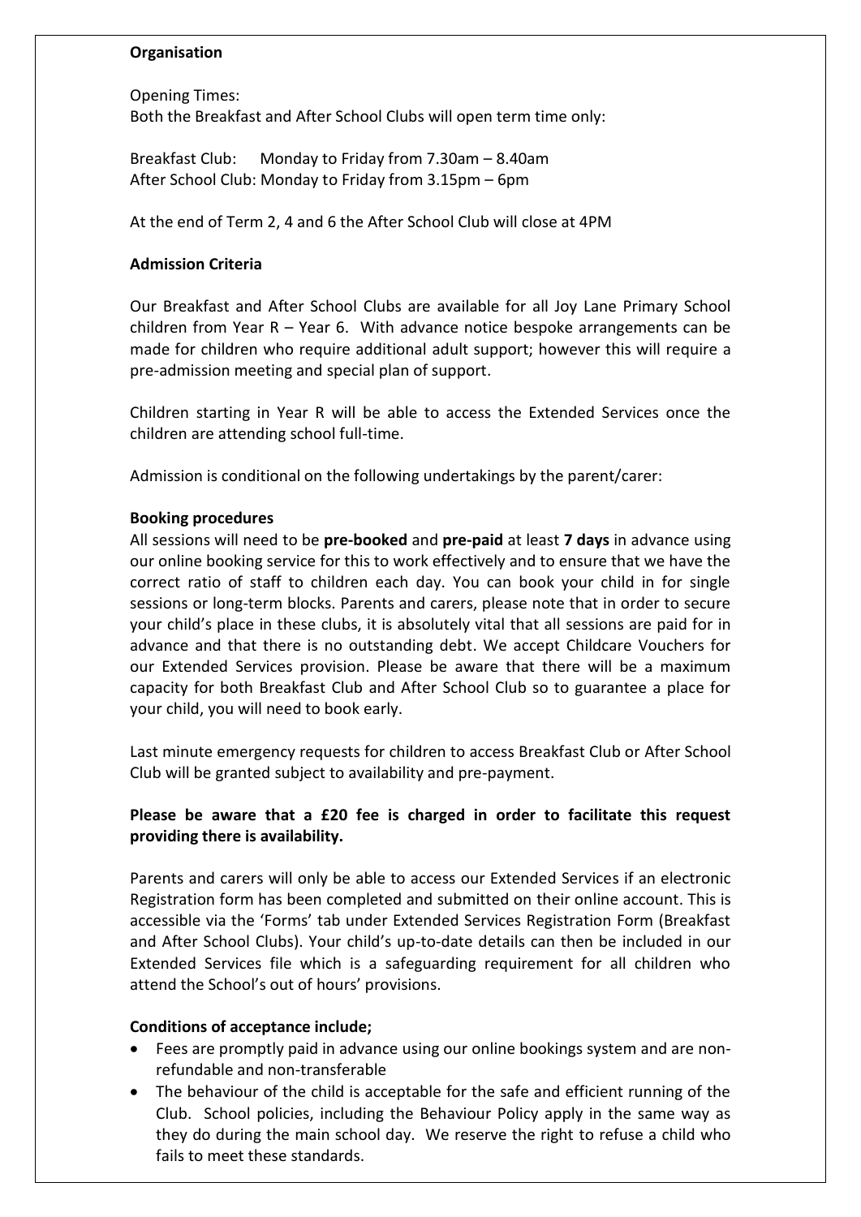**Organisation**

Opening Times:
Both the Breakfast and After School Clubs will open term time only:

Breakfast Club: Monday to Friday from 7.30am – 8.40am
After School Club: Monday to Friday from 3.15pm – 6pm

At the end of Term 2, 4 and 6 the After School Club will close at 4PM

**Admission Criteria**

Our Breakfast and After School Clubs are available for all Joy Lane Primary School children from Year R – Year 6. With advance notice bespoke arrangements can be made for children who require additional adult support; however this will require a pre-admission meeting and special plan of support.

Children starting in Year R will be able to access the Extended Services once the children are attending school full-time.

Admission is conditional on the following undertakings by the parent/carer:

**Booking procedures**

All sessions will need to be **pre-booked** and **pre-paid** at least **7 days** in advance using our online booking service for this to work effectively and to ensure that we have the correct ratio of staff to children each day. You can book your child in for single sessions or long-term blocks. Parents and carers, please note that in order to secure your child's place in these clubs, it is absolutely vital that all sessions are paid for in advance and that there is no outstanding debt. We accept Childcare Vouchers for our Extended Services provision. Please be aware that there will be a maximum capacity for both Breakfast Club and After School Club so to guarantee a place for your child, you will need to book early.

Last minute emergency requests for children to access Breakfast Club or After School Club will be granted subject to availability and pre-payment.

**Please be aware that a £20 fee is charged in order to facilitate this request providing there is availability.**

Parents and carers will only be able to access our Extended Services if an electronic Registration form has been completed and submitted on their online account. This is accessible via the 'Forms' tab under Extended Services Registration Form (Breakfast and After School Clubs). Your child's up-to-date details can then be included in our Extended Services file which is a safeguarding requirement for all children who attend the School's out of hours' provisions.

**Conditions of acceptance include;**

- Fees are promptly paid in advance using our online bookings system and are non-refundable and non-transferable
- The behaviour of the child is acceptable for the safe and efficient running of the Club. School policies, including the Behaviour Policy apply in the same way as they do during the main school day. We reserve the right to refuse a child who fails to meet these standards.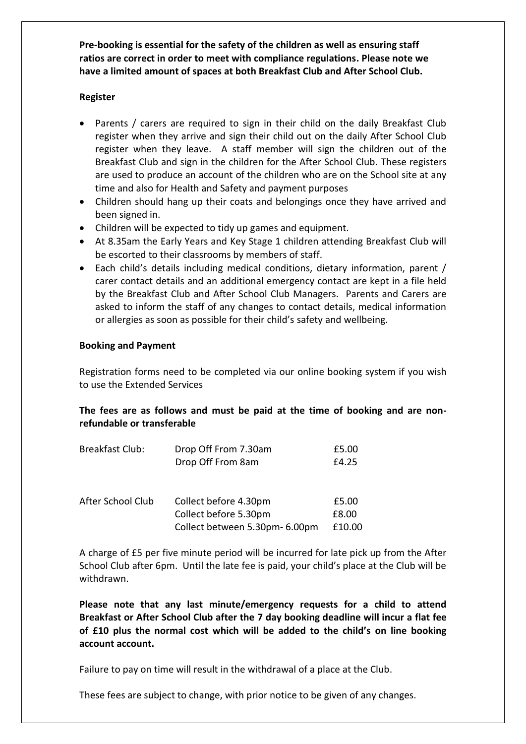**Pre-booking is essential for the safety of the children as well as ensuring staff ratios are correct in order to meet with compliance regulations. Please note we have a limited amount of spaces at both Breakfast Club and After School Club.**

**Register**

- Parents / carers are required to sign in their child on the daily Breakfast Club register when they arrive and sign their child out on the daily After School Club register when they leave. A staff member will sign the children out of the Breakfast Club and sign in the children for the After School Club. These registers are used to produce an account of the children who are on the School site at any time and also for Health and Safety and payment purposes
- Children should hang up their coats and belongings once they have arrived and been signed in.
- Children will be expected to tidy up games and equipment.
- At 8.35am the Early Years and Key Stage 1 children attending Breakfast Club will be escorted to their classrooms by members of staff.
- Each child's details including medical conditions, dietary information, parent / carer contact details and an additional emergency contact are kept in a file held by the Breakfast Club and After School Club Managers. Parents and Carers are asked to inform the staff of any changes to contact details, medical information or allergies as soon as possible for their child's safety and wellbeing.

**Booking and Payment**

Registration forms need to be completed via our online booking system if you wish to use the Extended Services

**The fees are as follows and must be paid at the time of booking and are non-refundable or transferable**

| | | |
|---|---|---|
| Breakfast Club: | Drop Off From 7.30am | £5.00 |
| | Drop Off From 8am | £4.25 |
| After School Club | Collect before 4.30pm | £5.00 |
| | Collect before 5.30pm | £8.00 |
| | Collect between 5.30pm- 6.00pm | £10.00 |

A charge of £5 per five minute period will be incurred for late pick up from the After School Club after 6pm. Until the late fee is paid, your child's place at the Club will be withdrawn.

**Please note that any last minute/emergency requests for a child to attend Breakfast or After School Club after the 7 day booking deadline will incur a flat fee of £10 plus the normal cost which will be added to the child's on line booking account account.**

Failure to pay on time will result in the withdrawal of a place at the Club.

These fees are subject to change, with prior notice to be given of any changes.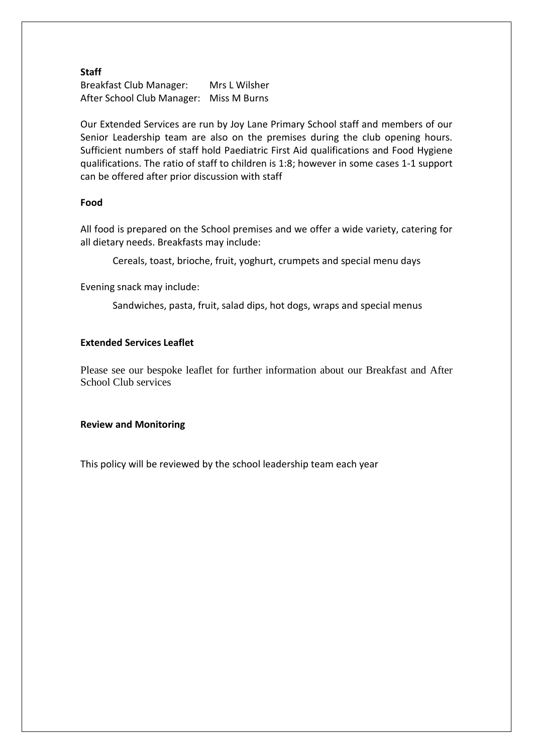**Staff**

Breakfast Club Manager: Mrs L Wilsher
After School Club Manager: Miss M Burns

Our Extended Services are run by Joy Lane Primary School staff and members of our Senior Leadership team are also on the premises during the club opening hours. Sufficient numbers of staff hold Paediatric First Aid qualifications and Food Hygiene qualifications. The ratio of staff to children is 1:8; however in some cases 1-1 support can be offered after prior discussion with staff

**Food**

All food is prepared on the School premises and we offer a wide variety, catering for all dietary needs. Breakfasts may include:

Cereals, toast, brioche, fruit, yoghurt, crumpets and special menu days

Evening snack may include:

Sandwiches, pasta, fruit, salad dips, hot dogs, wraps and special menus

**Extended Services Leaflet**

Please see our bespoke leaflet for further information about our Breakfast and After School Club services

**Review and Monitoring**

This policy will be reviewed by the school leadership team each year